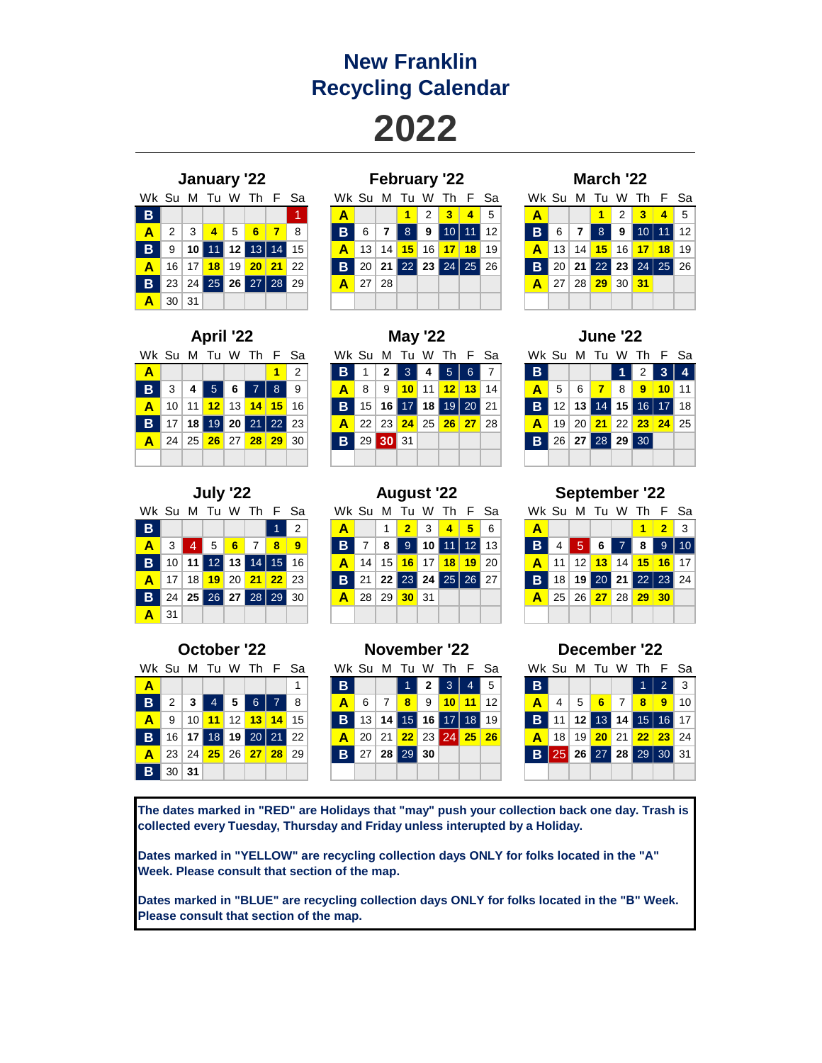# New Franklin Recycling Calendar

# 2022

### January '22

| Wk | Su | M | Tu | W | Th | F | Sa |
|---|---|---|---|---|---|---|---|
| B | | | | | | | 1 |
| A | 2 | 3 | 4 | 5 | 6 | 7 | 8 |
| B | 9 | 10 | 11 | 12 | 13 | 14 | 15 |
| A | 16 | 17 | 18 | 19 | 20 | 21 | 22 |
| B | 23 | 24 | 25 | 26 | 27 | 28 | 29 |
| A | 30 | 31 | | | | | |

### February '22

| Wk | Su | M | Tu | W | Th | F | Sa |
|---|---|---|---|---|---|---|---|
| A | | | 1 | 2 | 3 | 4 | 5 |
| B | 6 | 7 | 8 | 9 | 10 | 11 | 12 |
| A | 13 | 14 | 15 | 16 | 17 | 18 | 19 |
| B | 20 | 21 | 22 | 23 | 24 | 25 | 26 |
| A | 27 | 28 | | | | | |

### March '22

| Wk | Su | M | Tu | W | Th | F | Sa |
|---|---|---|---|---|---|---|---|
| A | | | 1 | 2 | 3 | 4 | 5 |
| B | 6 | 7 | 8 | 9 | 10 | 11 | 12 |
| A | 13 | 14 | 15 | 16 | 17 | 18 | 19 |
| B | 20 | 21 | 22 | 23 | 24 | 25 | 26 |
| A | 27 | 28 | 29 | 30 | 31 | | |

### April '22

| Wk | Su | M | Tu | W | Th | F | Sa |
|---|---|---|---|---|---|---|---|
| A | | | | | | 1 | 2 |
| B | 3 | 4 | 5 | 6 | 7 | 8 | 9 |
| A | 10 | 11 | 12 | 13 | 14 | 15 | 16 |
| B | 17 | 18 | 19 | 20 | 21 | 22 | 23 |
| A | 24 | 25 | 26 | 27 | 28 | 29 | 30 |

### May '22

| Wk | Su | M | Tu | W | Th | F | Sa |
|---|---|---|---|---|---|---|---|
| B | 1 | 2 | 3 | 4 | 5 | 6 | 7 |
| A | 8 | 9 | 10 | 11 | 12 | 13 | 14 |
| B | 15 | 16 | 17 | 18 | 19 | 20 | 21 |
| A | 22 | 23 | 24 | 25 | 26 | 27 | 28 |
| B | 29 | 30 | 31 | | | | |

### June '22

| Wk | Su | M | Tu | W | Th | F | Sa |
|---|---|---|---|---|---|---|---|
| B | | | | 1 | 2 | 3 | 4 |
| A | 5 | 6 | 7 | 8 | 9 | 10 | 11 |
| B | 12 | 13 | 14 | 15 | 16 | 17 | 18 |
| A | 19 | 20 | 21 | 22 | 23 | 24 | 25 |
| B | 26 | 27 | 28 | 29 | 30 | | |

### July '22

| Wk | Su | M | Tu | W | Th | F | Sa |
|---|---|---|---|---|---|---|---|
| B | | | | | | 1 | 2 |
| A | 3 | 4 | 5 | 6 | 7 | 8 | 9 |
| B | 10 | 11 | 12 | 13 | 14 | 15 | 16 |
| A | 17 | 18 | 19 | 20 | 21 | 22 | 23 |
| B | 24 | 25 | 26 | 27 | 28 | 29 | 30 |
| A | 31 | | | | | | |

### August '22

| Wk | Su | M | Tu | W | Th | F | Sa |
|---|---|---|---|---|---|---|---|
| A | | 1 | 2 | 3 | 4 | 5 | 6 |
| B | 7 | 8 | 9 | 10 | 11 | 12 | 13 |
| A | 14 | 15 | 16 | 17 | 18 | 19 | 20 |
| B | 21 | 22 | 23 | 24 | 25 | 26 | 27 |
| A | 28 | 29 | 30 | 31 | | | |

### September '22

| Wk | Su | M | Tu | W | Th | F | Sa |
|---|---|---|---|---|---|---|---|
| A | | | | | 1 | 2 | 3 |
| B | 4 | 5 | 6 | 7 | 8 | 9 | 10 |
| A | 11 | 12 | 13 | 14 | 15 | 16 | 17 |
| B | 18 | 19 | 20 | 21 | 22 | 23 | 24 |
| A | 25 | 26 | 27 | 28 | 29 | 30 | |

### October '22

| Wk | Su | M | Tu | W | Th | F | Sa |
|---|---|---|---|---|---|---|---|
| A | | | | | | | 1 |
| B | 2 | 3 | 4 | 5 | 6 | 7 | 8 |
| A | 9 | 10 | 11 | 12 | 13 | 14 | 15 |
| B | 16 | 17 | 18 | 19 | 20 | 21 | 22 |
| A | 23 | 24 | 25 | 26 | 27 | 28 | 29 |
| B | 30 | 31 | | | | | |

### November '22

| Wk | Su | M | Tu | W | Th | F | Sa |
|---|---|---|---|---|---|---|---|
| B | | | 1 | 2 | 3 | 4 | 5 |
| A | 6 | 7 | 8 | 9 | 10 | 11 | 12 |
| B | 13 | 14 | 15 | 16 | 17 | 18 | 19 |
| A | 20 | 21 | 22 | 23 | 24 | 25 | 26 |
| B | 27 | 28 | 29 | 30 | | | |

### December '22

| Wk | Su | M | Tu | W | Th | F | Sa |
|---|---|---|---|---|---|---|---|
| B | | | | | 1 | 2 | 3 |
| A | 4 | 5 | 6 | 7 | 8 | 9 | 10 |
| B | 11 | 12 | 13 | 14 | 15 | 16 | 17 |
| A | 18 | 19 | 20 | 21 | 22 | 23 | 24 |
| B | 25 | 26 | 27 | 28 | 29 | 30 | 31 |

**The dates marked in "RED" are Holidays that "may" push your collection back one day. Trash is collected every Tuesday, Thursday and Friday unless interupted by a Holiday.**

**Dates marked in "YELLOW" are recycling collection days ONLY for folks located in the "A" Week. Please consult that section of the map.**

**Dates marked in "BLUE" are recycling collection days ONLY for folks located in the "B" Week. Please consult that section of the map.**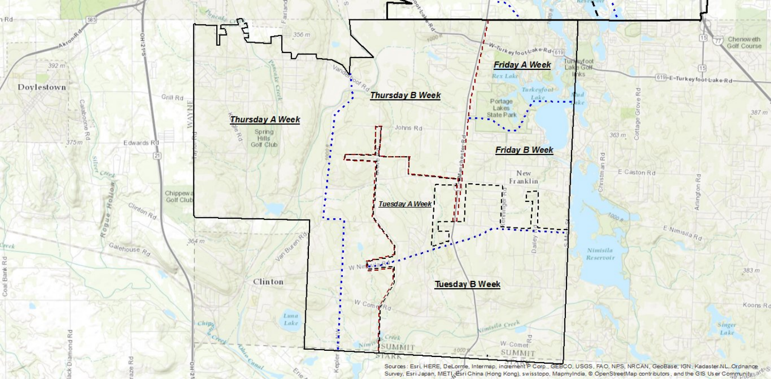Friday A Week

Thursday B Week

Thursday A Week

Friday B Week

Tuesday A Week

Tuesday B Week

Sources: Esri, HERE, DeLorme, Intermap, increment P Corp., GEBCO, USGS, FAO, NPS, NRCAN, GeoBase, IGN, Kadaster NL, Ordnance Survey, Esri Japan, METI, Esri China (Hong Kong), swisstopo, MapmyIndia, © OpenStreetMap contributors, and the GIS User Community